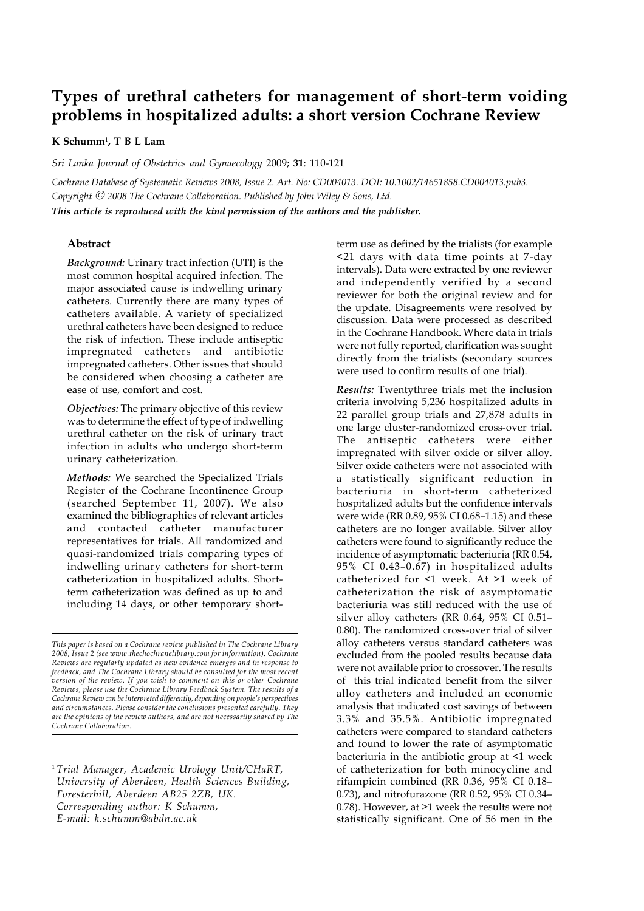# Types of urethral catheters for management of short-term voiding problems in hospitalized adults: a short version Cochrane Review

**K Schumm**[1], **T B L Lam**

*Sri Lanka Journal of Obstetrics and Gynaecology* 2009; **31**: 110-121

*Cochrane Database of Systematic Reviews 2008, Issue 2. Art. No: CD004013. DOI: 10.1002/14651858.CD004013.pub3. Copyright © 2008 The Cochrane Collaboration. Published by John Wiley & Sons, Ltd.*

***This article is reproduced with the kind permission of the authors and the publisher.***

## Abstract

***Background:*** Urinary tract infection (UTI) is the most common hospital acquired infection. The major associated cause is indwelling urinary catheters. Currently there are many types of catheters available. A variety of specialized urethral catheters have been designed to reduce the risk of infection. These include antiseptic impregnated catheters and antibiotic impregnated catheters. Other issues that should be considered when choosing a catheter are ease of use, comfort and cost.

***Objectives:*** The primary objective of this review was to determine the effect of type of indwelling urethral catheter on the risk of urinary tract infection in adults who undergo short-term urinary catheterization.

***Methods:*** We searched the Specialized Trials Register of the Cochrane Incontinence Group (searched September 11, 2007). We also examined the bibliographies of relevant articles and contacted catheter manufacturer representatives for trials. All randomized and quasi-randomized trials comparing types of indwelling urinary catheters for short-term catheterization in hospitalized adults. Short-term catheterization was defined as up to and including 14 days, or other temporary short-term use as defined by the trialists (for example <21 days with data time points at 7-day intervals). Data were extracted by one reviewer and independently verified by a second reviewer for both the original review and for the update. Disagreements were resolved by discussion. Data were processed as described in the Cochrane Handbook. Where data in trials were not fully reported, clarification was sought directly from the trialists (secondary sources were used to confirm results of one trial).

***Results:*** Twentythree trials met the inclusion criteria involving 5,236 hospitalized adults in 22 parallel group trials and 27,878 adults in one large cluster-randomized cross-over trial. The antiseptic catheters were either impregnated with silver oxide or silver alloy. Silver oxide catheters were not associated with a statistically significant reduction in bacteriuria in short-term catheterized hospitalized adults but the confidence intervals were wide (RR 0.89, 95% CI 0.68–1.15) and these catheters are no longer available. Silver alloy catheters were found to significantly reduce the incidence of asymptomatic bacteriuria (RR 0.54, 95% CI 0.43–0.67) in hospitalized adults catheterized for <1 week. At >1 week of catheterization the risk of asymptomatic bacteriuria was still reduced with the use of silver alloy catheters (RR 0.64, 95% CI 0.51–0.80). The randomized cross-over trial of silver alloy catheters versus standard catheters was excluded from the pooled results because data were not available prior to crossover. The results of this trial indicated benefit from the silver alloy catheters and included an economic analysis that indicated cost savings of between 3.3% and 35.5%. Antibiotic impregnated catheters were compared to standard catheters and found to lower the rate of asymptomatic bacteriuria in the antibiotic group at <1 week of catheterization for both minocycline and rifampicin combined (RR 0.36, 95% CI 0.18–0.73), and nitrofurazone (RR 0.52, 95% CI 0.34–0.78). However, at >1 week the results were not statistically significant. One of 56 men in the

---

*This paper is based on a Cochrane review published in The Cochrane Library 2008, Issue 2 (see www.thechochranelibrary.com for information). Cochrane Reviews are regularly updated as new evidence emerges and in response to feedback, and The Cochrane Library should be consulted for the most recent version of the review. If you wish to comment on this or other Cochrane Reviews, please use the Cochrane Library Feedback System. The results of a Cochrane Review can be interpreted differently, depending on people's perspectives and circumstances. Please consider the conclusions presented carefully. They are the opinions of the review authors, and are not necessarily shared by The Cochrane Collaboration.*

---

[1] *Trial Manager, Academic Urology Unit/CHaRT, University of Aberdeen, Health Sciences Building, Foresterhill, Aberdeen AB25 2ZB, UK. Corresponding author: K Schumm, E-mail: k.schumm@abdn.ac.uk*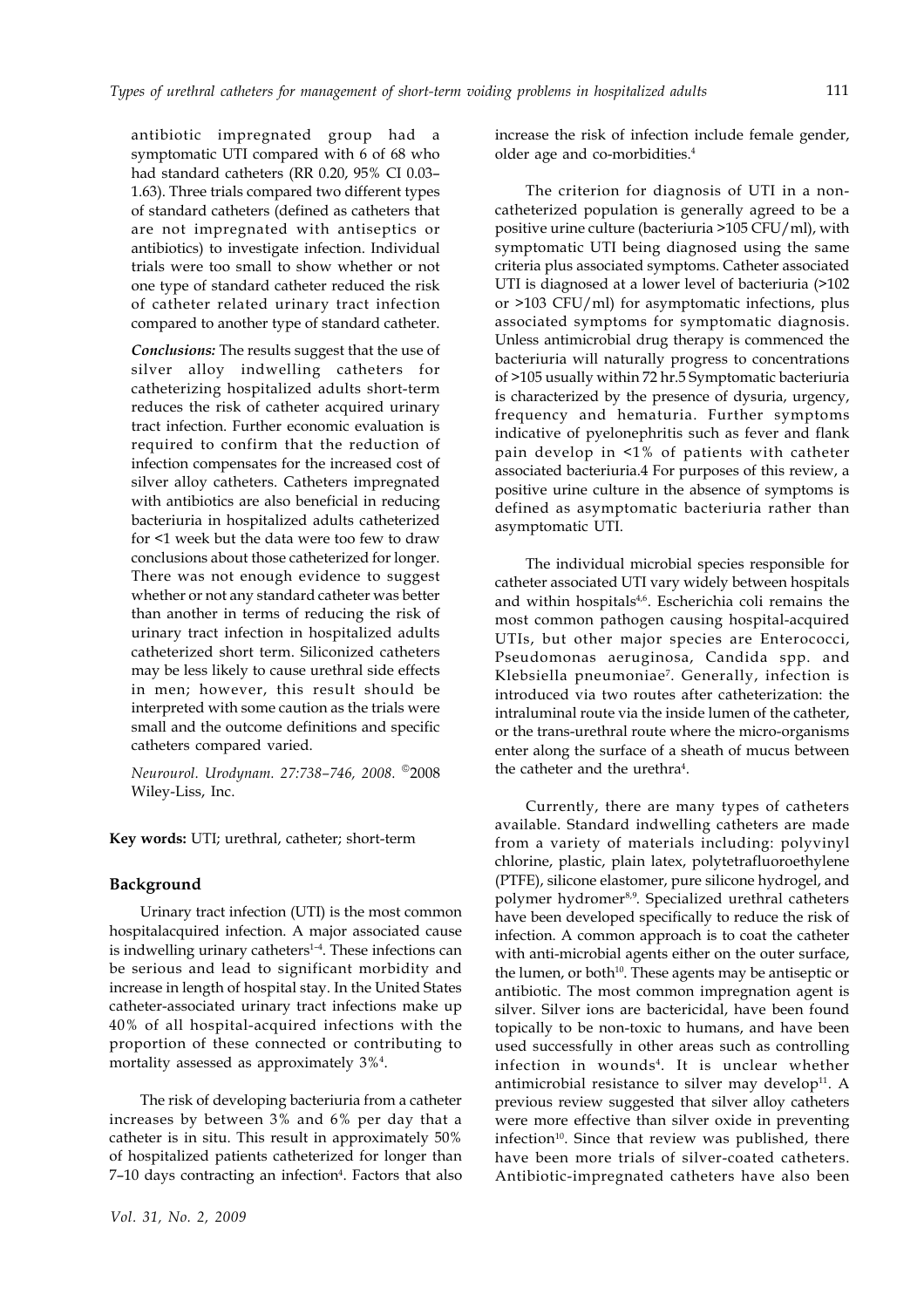antibiotic impregnated group had a symptomatic UTI compared with 6 of 68 who had standard catheters (RR 0.20, 95% CI 0.03–1.63). Three trials compared two different types of standard catheters (defined as catheters that are not impregnated with antiseptics or antibiotics) to investigate infection. Individual trials were too small to show whether or not one type of standard catheter reduced the risk of catheter related urinary tract infection compared to another type of standard catheter.

***Conclusions:*** The results suggest that the use of silver alloy indwelling catheters for catheterizing hospitalized adults short-term reduces the risk of catheter acquired urinary tract infection. Further economic evaluation is required to confirm that the reduction of infection compensates for the increased cost of silver alloy catheters. Catheters impregnated with antibiotics are also beneficial in reducing bacteriuria in hospitalized adults catheterized for <1 week but the data were too few to draw conclusions about those catheterized for longer. There was not enough evidence to suggest whether or not any standard catheter was better than another in terms of reducing the risk of urinary tract infection in hospitalized adults catheterized short term. Siliconized catheters may be less likely to cause urethral side effects in men; however, this result should be interpreted with some caution as the trials were small and the outcome definitions and specific catheters compared varied.

*Neurourol. Urodynam. 27:738–746, 2008.* ©2008 Wiley-Liss, Inc.

**Key words:** UTI; urethral, catheter; short-term

## Background

Urinary tract infection (UTI) is the most common hospitalacquired infection. A major associated cause is indwelling urinary catheters[1–4]. These infections can be serious and lead to significant morbidity and increase in length of hospital stay. In the United States catheter-associated urinary tract infections make up 40% of all hospital-acquired infections with the proportion of these connected or contributing to mortality assessed as approximately 3%[4].

The risk of developing bacteriuria from a catheter increases by between 3% and 6% per day that a catheter is in situ. This result in approximately 50% of hospitalized patients catheterized for longer than 7–10 days contracting an infection[4]. Factors that also increase the risk of infection include female gender, older age and co-morbidities.[4]

The criterion for diagnosis of UTI in a non-catheterized population is generally agreed to be a positive urine culture (bacteriuria >105 CFU/ml), with symptomatic UTI being diagnosed using the same criteria plus associated symptoms. Catheter associated UTI is diagnosed at a lower level of bacteriuria (>102 or >103 CFU/ml) for asymptomatic infections, plus associated symptoms for symptomatic diagnosis. Unless antimicrobial drug therapy is commenced the bacteriuria will naturally progress to concentrations of >105 usually within 72 hr.5 Symptomatic bacteriuria is characterized by the presence of dysuria, urgency, frequency and hematuria. Further symptoms indicative of pyelonephritis such as fever and flank pain develop in <1% of patients with catheter associated bacteriuria.4 For purposes of this review, a positive urine culture in the absence of symptoms is defined as asymptomatic bacteriuria rather than asymptomatic UTI.

The individual microbial species responsible for catheter associated UTI vary widely between hospitals and within hospitals[4,6]. Escherichia coli remains the most common pathogen causing hospital-acquired UTIs, but other major species are Enterococci, Pseudomonas aeruginosa, Candida spp. and Klebsiella pneumoniae[7]. Generally, infection is introduced via two routes after catheterization: the intraluminal route via the inside lumen of the catheter, or the trans-urethral route where the micro-organisms enter along the surface of a sheath of mucus between the catheter and the urethra[4].

Currently, there are many types of catheters available. Standard indwelling catheters are made from a variety of materials including: polyvinyl chlorine, plastic, plain latex, polytetrafluoroethylene (PTFE), silicone elastomer, pure silicone hydrogel, and polymer hydromer[8,9]. Specialized urethral catheters have been developed specifically to reduce the risk of infection. A common approach is to coat the catheter with anti-microbial agents either on the outer surface, the lumen, or both[10]. These agents may be antiseptic or antibiotic. The most common impregnation agent is silver. Silver ions are bactericidal, have been found topically to be non-toxic to humans, and have been used successfully in other areas such as controlling infection in wounds[4]. It is unclear whether antimicrobial resistance to silver may develop[11]. A previous review suggested that silver alloy catheters were more effective than silver oxide in preventing infection[10]. Since that review was published, there have been more trials of silver-coated catheters. Antibiotic-impregnated catheters have also been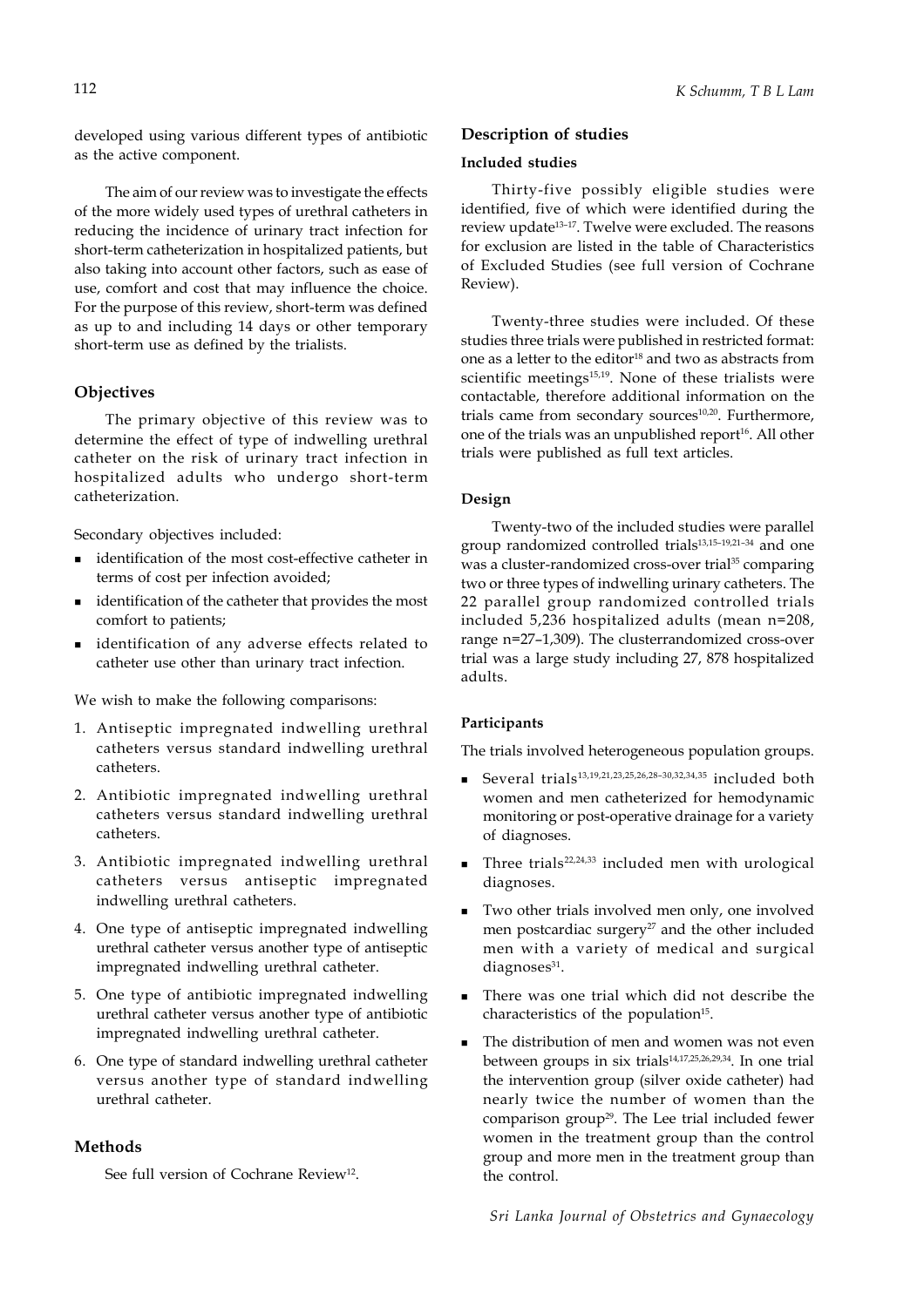developed using various different types of antibiotic as the active component.

The aim of our review was to investigate the effects of the more widely used types of urethral catheters in reducing the incidence of urinary tract infection for short-term catheterization in hospitalized patients, but also taking into account other factors, such as ease of use, comfort and cost that may influence the choice. For the purpose of this review, short-term was defined as up to and including 14 days or other temporary short-term use as defined by the trialists.

## Objectives

The primary objective of this review was to determine the effect of type of indwelling urethral catheter on the risk of urinary tract infection in hospitalized adults who undergo short-term catheterization.

Secondary objectives included:

- identification of the most cost-effective catheter in terms of cost per infection avoided;
- identification of the catheter that provides the most comfort to patients;
- identification of any adverse effects related to catheter use other than urinary tract infection.

We wish to make the following comparisons:

1. Antiseptic impregnated indwelling urethral catheters versus standard indwelling urethral catheters.
2. Antibiotic impregnated indwelling urethral catheters versus standard indwelling urethral catheters.
3. Antibiotic impregnated indwelling urethral catheters versus antiseptic impregnated indwelling urethral catheters.
4. One type of antiseptic impregnated indwelling urethral catheter versus another type of antiseptic impregnated indwelling urethral catheter.
5. One type of antibiotic impregnated indwelling urethral catheter versus another type of antibiotic impregnated indwelling urethral catheter.
6. One type of standard indwelling urethral catheter versus another type of standard indwelling urethral catheter.

## Methods

See full version of Cochrane Review[12].

## Description of studies

### Included studies

Thirty-five possibly eligible studies were identified, five of which were identified during the review update[13–17]. Twelve were excluded. The reasons for exclusion are listed in the table of Characteristics of Excluded Studies (see full version of Cochrane Review).

Twenty-three studies were included. Of these studies three trials were published in restricted format: one as a letter to the editor[18] and two as abstracts from scientific meetings[15,19]. None of these trialists were contactable, therefore additional information on the trials came from secondary sources[10,20]. Furthermore, one of the trials was an unpublished report[16]. All other trials were published as full text articles.

### Design

Twenty-two of the included studies were parallel group randomized controlled trials[13,15–19,21–34] and one was a cluster-randomized cross-over trial[35] comparing two or three types of indwelling urinary catheters. The 22 parallel group randomized controlled trials included 5,236 hospitalized adults (mean n=208, range n=27–1,309). The clusterrandomized cross-over trial was a large study including 27, 878 hospitalized adults.

### Participants

The trials involved heterogeneous population groups.

- Several trials[13,19,21,23,25,26,28–30,32,34,35] included both women and men catheterized for hemodynamic monitoring or post-operative drainage for a variety of diagnoses.
- Three trials[22,24,33] included men with urological diagnoses.
- Two other trials involved men only, one involved men postcardiac surgery[27] and the other included men with a variety of medical and surgical diagnoses[31].
- There was one trial which did not describe the characteristics of the population[15].
- The distribution of men and women was not even between groups in six trials[14,17,25,26,29,34]. In one trial the intervention group (silver oxide catheter) had nearly twice the number of women than the comparison group[29]. The Lee trial included fewer women in the treatment group than the control group and more men in the treatment group than the control.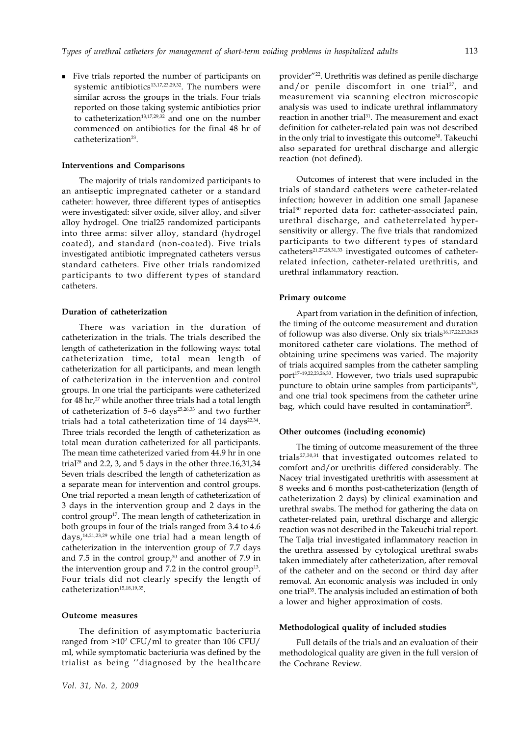- Five trials reported the number of participants on systemic antibiotics[13,17,23,29,32]. The numbers were similar across the groups in the trials. Four trials reported on those taking systemic antibiotics prior to catheterization[13,17,29,32] and one on the number commenced on antibiotics for the final 48 hr of catheterization[23].

#### Interventions and Comparisons

The majority of trials randomized participants to an antiseptic impregnated catheter or a standard catheter: however, three different types of antiseptics were investigated: silver oxide, silver alloy, and silver alloy hydrogel. One trial25 randomized participants into three arms: silver alloy, standard (hydrogel coated), and standard (non-coated). Five trials investigated antibiotic impregnated catheters versus standard catheters. Five other trials randomized participants to two different types of standard catheters.

#### Duration of catheterization

There was variation in the duration of catheterization in the trials. The trials described the length of catheterization in the following ways: total catheterization time, total mean length of catheterization for all participants, and mean length of catheterization in the intervention and control groups. In one trial the participants were catheterized for 48 hr,[27] while another three trials had a total length of catheterization of 5–6 days[25,26,33] and two further trials had a total catheterization time of 14 days[22,34]. Three trials recorded the length of catheterization as total mean duration catheterized for all participants. The mean time catheterized varied from 44.9 hr in one trial[28] and 2.2, 3, and 5 days in the other three.16,31,34 Seven trials described the length of catheterization as a separate mean for intervention and control groups. One trial reported a mean length of catheterization of 3 days in the intervention group and 2 days in the control group[17]. The mean length of catheterization in both groups in four of the trials ranged from 3.4 to 4.6 days,[14,21,23,29] while one trial had a mean length of catheterization in the intervention group of 7.7 days and 7.5 in the control group,[30] and another of 7.9 in the intervention group and 7.2 in the control group[13]. Four trials did not clearly specify the length of catheterization[15,18,19,35].

#### Outcome measures

The definition of asymptomatic bacteriuria ranged from $>10^2$ CFU/ml to greater than 106 CFU/ml, while symptomatic bacteriuria was defined by the trialist as being ''diagnosed by the healthcare provider"[22]. Urethritis was defined as penile discharge and/or penile discomfort in one trial[27], and measurement via scanning electron microscopic analysis was used to indicate urethral inflammatory reaction in another trial[31]. The measurement and exact definition for catheter-related pain was not described in the only trial to investigate this outcome[30]. Takeuchi also separated for urethral discharge and allergic reaction (not defined).

Outcomes of interest that were included in the trials of standard catheters were catheter-related infection; however in addition one small Japanese trial[30] reported data for: catheter-associated pain, urethral discharge, and catheterrelated hypersensitivity or allergy. The five trials that randomized participants to two different types of standard catheters[21,27,28,31,33] investigated outcomes of catheter-related infection, catheter-related urethritis, and urethral inflammatory reaction.

#### Primary outcome

Apart from variation in the definition of infection, the timing of the outcome measurement and duration of followup was also diverse. Only six trials[16,17,22,23,26,28] monitored catheter care violations. The method of obtaining urine specimens was varied. The majority of trials acquired samples from the catheter sampling port[17–19,22,23,26,30]. However, two trials used suprapubic puncture to obtain urine samples from participants[34], and one trial took specimens from the catheter urine bag, which could have resulted in contamination[25].

#### Other outcomes (including economic)

The timing of outcome measurement of the three trials[27,30,31] that investigated outcomes related to comfort and/or urethritis differed considerably. The Nacey trial investigated urethritis with assessment at 8 weeks and 6 months post-catheterization (length of catheterization 2 days) by clinical examination and urethral swabs. The method for gathering the data on catheter-related pain, urethral discharge and allergic reaction was not described in the Takeuchi trial report. The Talja trial investigated inflammatory reaction in the urethra assessed by cytological urethral swabs taken immediately after catheterization, after removal of the catheter and on the second or third day after removal. An economic analysis was included in only one trial[35]. The analysis included an estimation of both a lower and higher approximation of costs.

#### Methodological quality of included studies

Full details of the trials and an evaluation of their methodological quality are given in the full version of the Cochrane Review.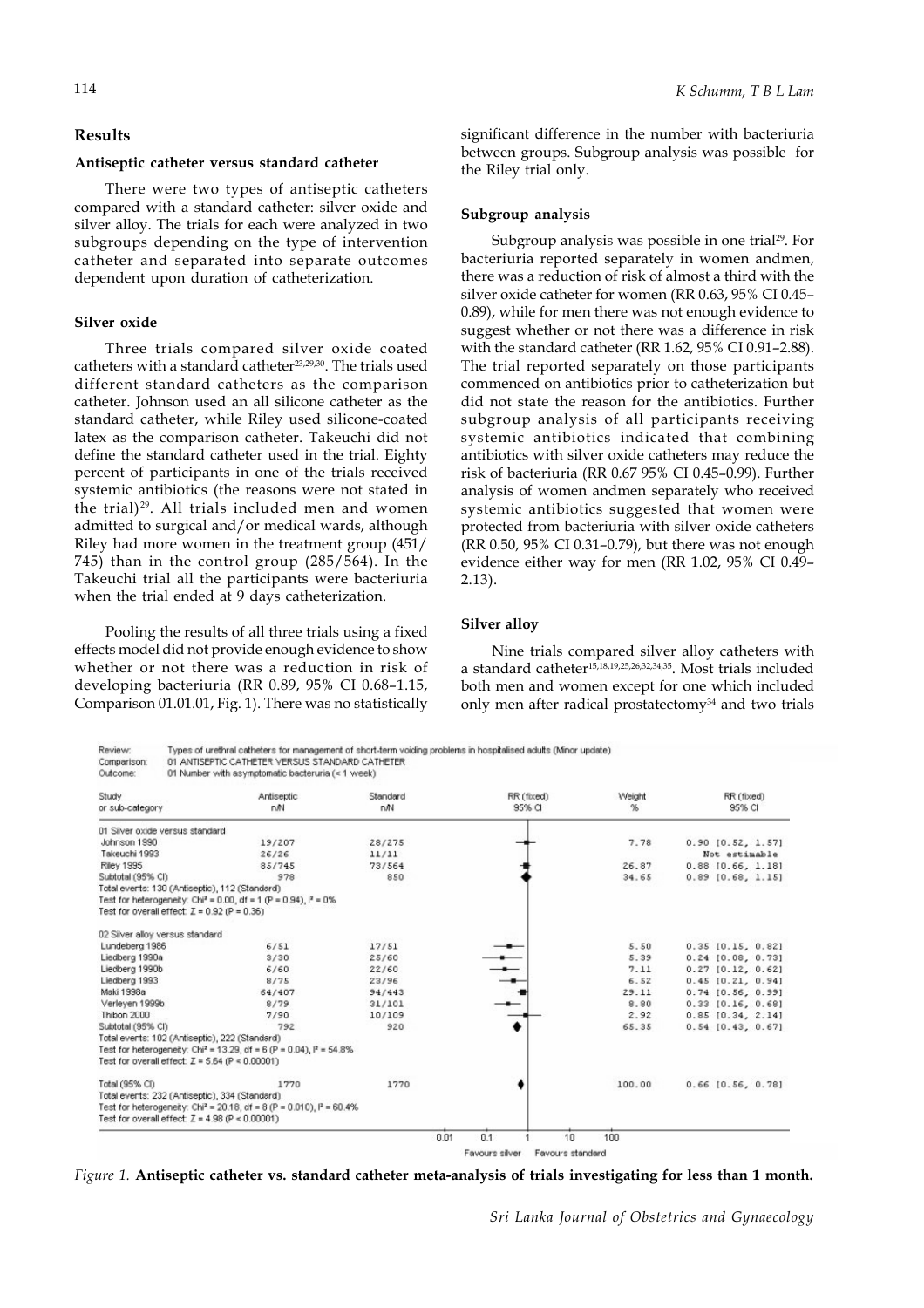## Results

### Antiseptic catheter versus standard catheter

There were two types of antiseptic catheters compared with a standard catheter: silver oxide and silver alloy. The trials for each were analyzed in two subgroups depending on the type of intervention catheter and separated into separate outcomes dependent upon duration of catheterization.

### Silver oxide

Three trials compared silver oxide coated catheters with a standard catheter[23,29,30]. The trials used different standard catheters as the comparison catheter. Johnson used an all silicone catheter as the standard catheter, while Riley used silicone-coated latex as the comparison catheter. Takeuchi did not define the standard catheter used in the trial. Eighty percent of participants in one of the trials received systemic antibiotics (the reasons were not stated in the trial)[29]. All trials included men and women admitted to surgical and/or medical wards, although Riley had more women in the treatment group (451/745) than in the control group (285/564). In the Takeuchi trial all the participants were bacteriuria when the trial ended at 9 days catheterization.

Pooling the results of all three trials using a fixed effects model did not provide enough evidence to show whether or not there was a reduction in risk of developing bacteriuria (RR 0.89, 95% CI 0.68–1.15, Comparison 01.01.01, Fig. 1). There was no statistically significant difference in the number with bacteriuria between groups. Subgroup analysis was possible for the Riley trial only.

### Subgroup analysis

Subgroup analysis was possible in one trial[29]. For bacteriuria reported separately in women andmen, there was a reduction of risk of almost a third with the silver oxide catheter for women (RR 0.63, 95% CI 0.45–0.89), while for men there was not enough evidence to suggest whether or not there was a difference in risk with the standard catheter (RR 1.62, 95% CI 0.91–2.88). The trial reported separately on those participants commenced on antibiotics prior to catheterization but did not state the reason for the antibiotics. Further subgroup analysis of all participants receiving systemic antibiotics indicated that combining antibiotics with silver oxide catheters may reduce the risk of bacteriuria (RR 0.67 95% CI 0.45–0.99). Further analysis of women andmen separately who received systemic antibiotics suggested that women were protected from bacteriuria with silver oxide catheters (RR 0.50, 95% CI 0.31–0.79), but there was not enough evidence either way for men (RR 1.02, 95% CI 0.49–2.13).

### Silver alloy

Nine trials compared silver alloy catheters with a standard catheter[15,18,19,25,26,32,34,35]. Most trials included both men and women except for one which included only men after radical prostatectomy[34] and two trials

Review: Types of urethral catheters for management of short-term voiding problems in hospitalised adults (Minor update)
Comparison: 01 ANTISEPTIC CATHETER VERSUS STANDARD CATHETER
Outcome: 01 Number with asymptomatic bacteriuria (< 1 week)

| Study or sub-category | Antiseptic n/N | Standard n/N | Weight % | RR (fixed) 95% CI |
|---|---|---|---|---|
| **01 Silver oxide versus standard** | | | | |
| Johnson 1990 | 19/207 | 28/275 | 7.78 | 0.90 [0.52, 1.57] |
| Takeuchi 1993 | 26/26 | 11/11 | | Not estimable |
| Riley 1995 | 85/745 | 73/564 | 26.87 | 0.88 [0.66, 1.18] |
| Subtotal (95% CI) | 978 | 850 | 34.65 | 0.89 [0.68, 1.15] |
| Total events: 130 (Antiseptic), 112 (Standard) | | | | |
| Test for heterogeneity: Chi² = 0.00, df = 1 (P = 0.94), I² = 0% | | | | |
| Test for overall effect: Z = 0.92 (P = 0.36) | | | | |
| **02 Silver alloy versus standard** | | | | |
| Lundeberg 1986 | 6/51 | 17/51 | 5.50 | 0.35 [0.15, 0.82] |
| Liedberg 1990a | 3/30 | 25/60 | 5.39 | 0.24 [0.08, 0.73] |
| Liedberg 1990b | 6/60 | 22/60 | 7.11 | 0.27 [0.12, 0.62] |
| Liedberg 1993 | 8/75 | 23/96 | 6.52 | 0.45 [0.21, 0.94] |
| Maki 1998a | 64/407 | 94/443 | 29.11 | 0.74 [0.56, 0.99] |
| Verleyen 1999b | 8/79 | 31/101 | 8.80 | 0.33 [0.16, 0.68] |
| Thibon 2000 | 7/90 | 10/109 | 2.92 | 0.85 [0.34, 2.14] |
| Subtotal (95% CI) | 792 | 920 | 65.35 | 0.54 [0.43, 0.67] |
| Total events: 102 (Antiseptic), 222 (Standard) | | | | |
| Test for heterogeneity: Chi² = 13.29, df = 6 (P = 0.04), I² = 54.8% | | | | |
| Test for overall effect: Z = 5.64 (P < 0.00001) | | | | |
| **Total (95% CI)** | 1770 | 1770 | 100.00 | 0.66 [0.56, 0.78] |
| Total events: 232 (Antiseptic), 334 (Standard) | | | | |
| Test for heterogeneity: Chi² = 20.18, df = 8 (P = 0.010), I² = 60.4% | | | | |
| Test for overall effect: Z = 4.98 (P < 0.00001) | | | | |

0.01 0.1 1 10 100
Favours silver Favours standard

*Figure 1.* **Antiseptic catheter vs. standard catheter meta-analysis of trials investigating for less than 1 month.**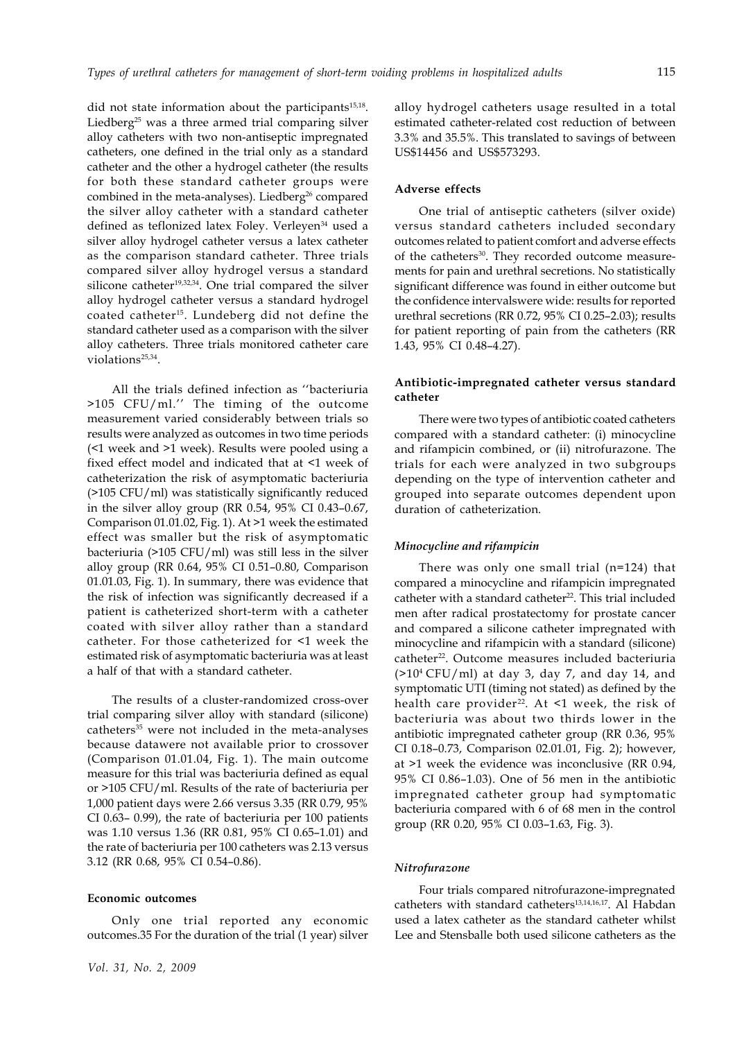did not state information about the participants[15,18]. Liedberg[25] was a three armed trial comparing silver alloy catheters with two non-antiseptic impregnated catheters, one defined in the trial only as a standard catheter and the other a hydrogel catheter (the results for both these standard catheter groups were combined in the meta-analyses). Liedberg[26] compared the silver alloy catheter with a standard catheter defined as teflonized latex Foley. Verleyen[34] used a silver alloy hydrogel catheter versus a latex catheter as the comparison standard catheter. Three trials compared silver alloy hydrogel versus a standard silicone catheter[19,32,34]. One trial compared the silver alloy hydrogel catheter versus a standard hydrogel coated catheter[15]. Lundeberg did not define the standard catheter used as a comparison with the silver alloy catheters. Three trials monitored catheter care violations[25,34].

All the trials defined infection as ''bacteriuria >105 CFU/ml.'' The timing of the outcome measurement varied considerably between trials so results were analyzed as outcomes in two time periods (<1 week and >1 week). Results were pooled using a fixed effect model and indicated that at <1 week of catheterization the risk of asymptomatic bacteriuria (>105 CFU/ml) was statistically significantly reduced in the silver alloy group (RR 0.54, 95% CI 0.43–0.67, Comparison 01.01.02, Fig. 1). At >1 week the estimated effect was smaller but the risk of asymptomatic bacteriuria (>105 CFU/ml) was still less in the silver alloy group (RR 0.64, 95% CI 0.51–0.80, Comparison 01.01.03, Fig. 1). In summary, there was evidence that the risk of infection was significantly decreased if a patient is catheterized short-term with a catheter coated with silver alloy rather than a standard catheter. For those catheterized for <1 week the estimated risk of asymptomatic bacteriuria was at least a half of that with a standard catheter.

The results of a cluster-randomized cross-over trial comparing silver alloy with standard (silicone) catheters[35] were not included in the meta-analyses because datawere not available prior to crossover (Comparison 01.01.04, Fig. 1). The main outcome measure for this trial was bacteriuria defined as equal or >105 CFU/ml. Results of the rate of bacteriuria per 1,000 patient days were 2.66 versus 3.35 (RR 0.79, 95% CI 0.63– 0.99), the rate of bacteriuria per 100 patients was 1.10 versus 1.36 (RR 0.81, 95% CI 0.65–1.01) and the rate of bacteriuria per 100 catheters was 2.13 versus 3.12 (RR 0.68, 95% CI 0.54–0.86).

#### Economic outcomes

Only one trial reported any economic outcomes.35 For the duration of the trial (1 year) silver alloy hydrogel catheters usage resulted in a total estimated catheter-related cost reduction of between 3.3% and 35.5%. This translated to savings of between US$14456 and US$573293.

#### Adverse effects

One trial of antiseptic catheters (silver oxide) versus standard catheters included secondary outcomes related to patient comfort and adverse effects of the catheters[30]. They recorded outcome measurements for pain and urethral secretions. No statistically significant difference was found in either outcome but the confidence intervalswere wide: results for reported urethral secretions (RR 0.72, 95% CI 0.25–2.03); results for patient reporting of pain from the catheters (RR 1.43, 95% CI 0.48–4.27).

#### Antibiotic-impregnated catheter versus standard catheter

There were two types of antibiotic coated catheters compared with a standard catheter: (i) minocycline and rifampicin combined, or (ii) nitrofurazone. The trials for each were analyzed in two subgroups depending on the type of intervention catheter and grouped into separate outcomes dependent upon duration of catheterization.

#### *Minocycline and rifampicin*

There was only one small trial (n=124) that compared a minocycline and rifampicin impregnated catheter with a standard catheter[22]. This trial included men after radical prostatectomy for prostate cancer and compared a silicone catheter impregnated with minocycline and rifampicin with a standard (silicone) catheter[22]. Outcome measures included bacteriuria ($>10^4$ CFU/ml) at day 3, day 7, and day 14, and symptomatic UTI (timing not stated) as defined by the health care provider[22]. At <1 week, the risk of bacteriuria was about two thirds lower in the antibiotic impregnated catheter group (RR 0.36, 95% CI 0.18–0.73, Comparison 02.01.01, Fig. 2); however, at >1 week the evidence was inconclusive (RR 0.94, 95% CI 0.86–1.03). One of 56 men in the antibiotic impregnated catheter group had symptomatic bacteriuria compared with 6 of 68 men in the control group (RR 0.20, 95% CI 0.03–1.63, Fig. 3).

#### *Nitrofurazone*

Four trials compared nitrofurazone-impregnated catheters with standard catheters[13,14,16,17]. Al Habdan used a latex catheter as the standard catheter whilst Lee and Stensballe both used silicone catheters as the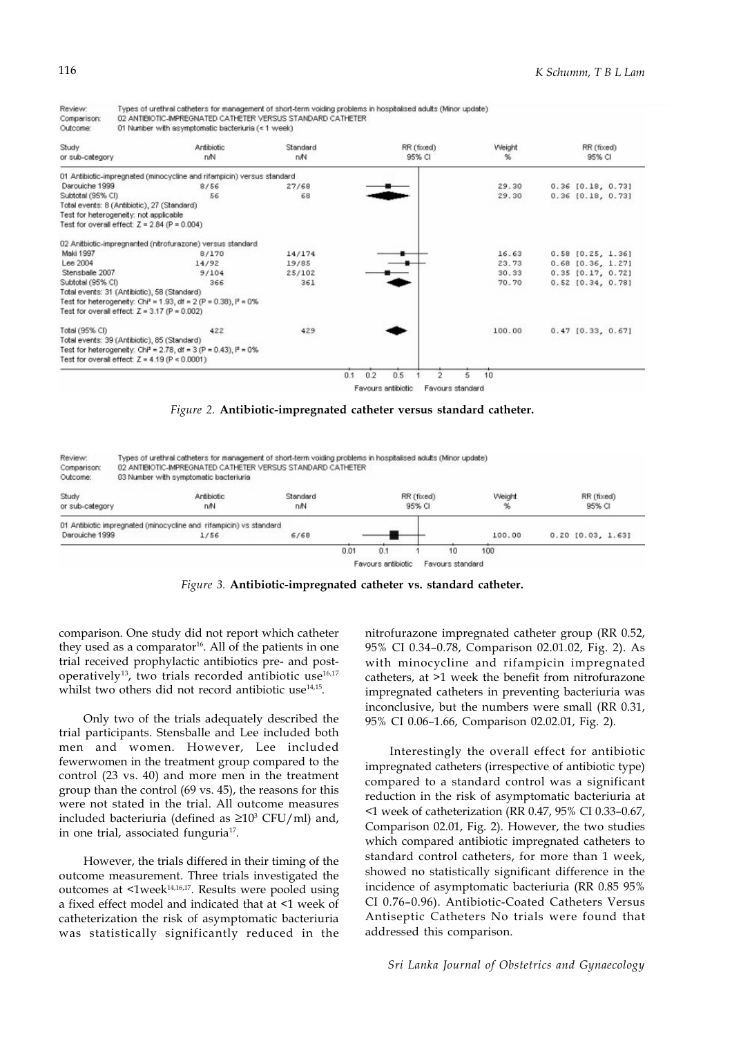Review: Types of urethral catheters for management of short-term voiding problems in hospitalised adults (Minor update)
Comparison: 02 ANTIBIOTIC-IMPREGNATED CATHETER VERSUS STANDARD CATHETER
Outcome: 01 Number with asymptomatic bacteriuria (< 1 week)

| Study or sub-category | Antibiotic n/N | Standard n/N | Weight % | RR (fixed) 95% CI |
|---|---|---|---|---|
| **01 Antibiotic-impregnated (minocycline and rifampicin) versus standard** | | | | |
| Darouiche 1999 | 8/56 | 27/68 | 29.30 | 0.36 [0.18, 0.73] |
| Subtotal (95% CI) | 56 | 68 | 29.30 | 0.36 [0.18, 0.73] |
| Total events: 8 (Antibiotic), 27 (Standard) | | | | |
| Test for heterogeneity: not applicable | | | | |
| Test for overall effect: Z = 2.84 (P = 0.004) | | | | |
| **02 Anitbiotic-impregnanted (nitrofurazone) versus standard** | | | | |
| Maki 1997 | 8/170 | 14/174 | 16.63 | 0.58 [0.25, 1.36] |
| Lee 2004 | 14/92 | 19/85 | 23.73 | 0.68 [0.36, 1.27] |
| Stensballe 2007 | 9/104 | 25/102 | 30.33 | 0.35 [0.17, 0.72] |
| Subtotal (95% CI) | 366 | 361 | 70.70 | 0.52 [0.34, 0.78] |
| Total events: 31 (Antibiotic), 58 (Standard) | | | | |
| Test for heterogeneity: Chi² = 1.93, df = 2 (P = 0.38), I² = 0% | | | | |
| Test for overall effect: Z = 3.17 (P = 0.002) | | | | |
| Total (95% CI) | 422 | 429 | 100.00 | 0.47 [0.33, 0.67] |
| Total events: 39 (Antibiotic), 85 (Standard) | | | | |
| Test for heterogeneity: Chi² = 2.78, df = 3 (P = 0.43), I² = 0% | | | | |
| Test for overall effect: Z = 4.19 (P < 0.0001) | | | | |

Favours antibiotic / Favours standard (scale 0.1 – 10)

*Figure 2.* **Antibiotic-impregnated catheter versus standard catheter.**

Review: Types of urethral catheters for management of short-term voiding problems in hospitalised adults (Minor update)
Comparison: 02 ANTIBIOTIC-IMPREGNATED CATHETER VERSUS STANDARD CATHETER
Outcome: 03 Number with symptomatic bacteriuria

| Study or sub-category | Antibiotic n/N | Standard n/N | Weight % | RR (fixed) 95% CI |
|---|---|---|---|---|
| **01 Antibiotic impregnated (minocycline and rifampicin) vs standard** | | | | |
| Darouiche 1999 | 1/56 | 6/68 | 100.00 | 0.20 [0.03, 1.63] |

Favours antibiotic / Favours standard (scale 0.01 – 100)

*Figure 3.* **Antibiotic-impregnated catheter vs. standard catheter.**

comparison. One study did not report which catheter they used as a comparator[16]. All of the patients in one trial received prophylactic antibiotics pre- and post-operatively[13], two trials recorded antibiotic use[16,17] whilst two others did not record antibiotic use[14,15].

Only two of the trials adequately described the trial participants. Stensballe and Lee included both men and women. However, Lee included fewerwomen in the treatment group compared to the control (23 vs. 40) and more men in the treatment group than the control (69 vs. 45), the reasons for this were not stated in the trial. All outcome measures included bacteriuria (defined as $\geq 10^3$ CFU/ml) and, in one trial, associated funguria[17].

However, the trials differed in their timing of the outcome measurement. Three trials investigated the outcomes at <1week[14,16,17]. Results were pooled using a fixed effect model and indicated that at <1 week of catheterization the risk of asymptomatic bacteriuria was statistically significantly reduced in the nitrofurazone impregnated catheter group (RR 0.52, 95% CI 0.34–0.78, Comparison 02.01.02, Fig. 2). As with minocycline and rifampicin impregnated catheters, at >1 week the benefit from nitrofurazone impregnated catheters in preventing bacteriuria was inconclusive, but the numbers were small (RR 0.31, 95% CI 0.06–1.66, Comparison 02.02.01, Fig. 2).

Interestingly the overall effect for antibiotic impregnated catheters (irrespective of antibiotic type) compared to a standard control was a significant reduction in the risk of asymptomatic bacteriuria at <1 week of catheterization (RR 0.47, 95% CI 0.33–0.67, Comparison 02.01, Fig. 2). However, the two studies which compared antibiotic impregnated catheters to standard control catheters, for more than 1 week, showed no statistically significant difference in the incidence of asymptomatic bacteriuria (RR 0.85 95% CI 0.76–0.96). Antibiotic-Coated Catheters Versus Antiseptic Catheters No trials were found that addressed this comparison.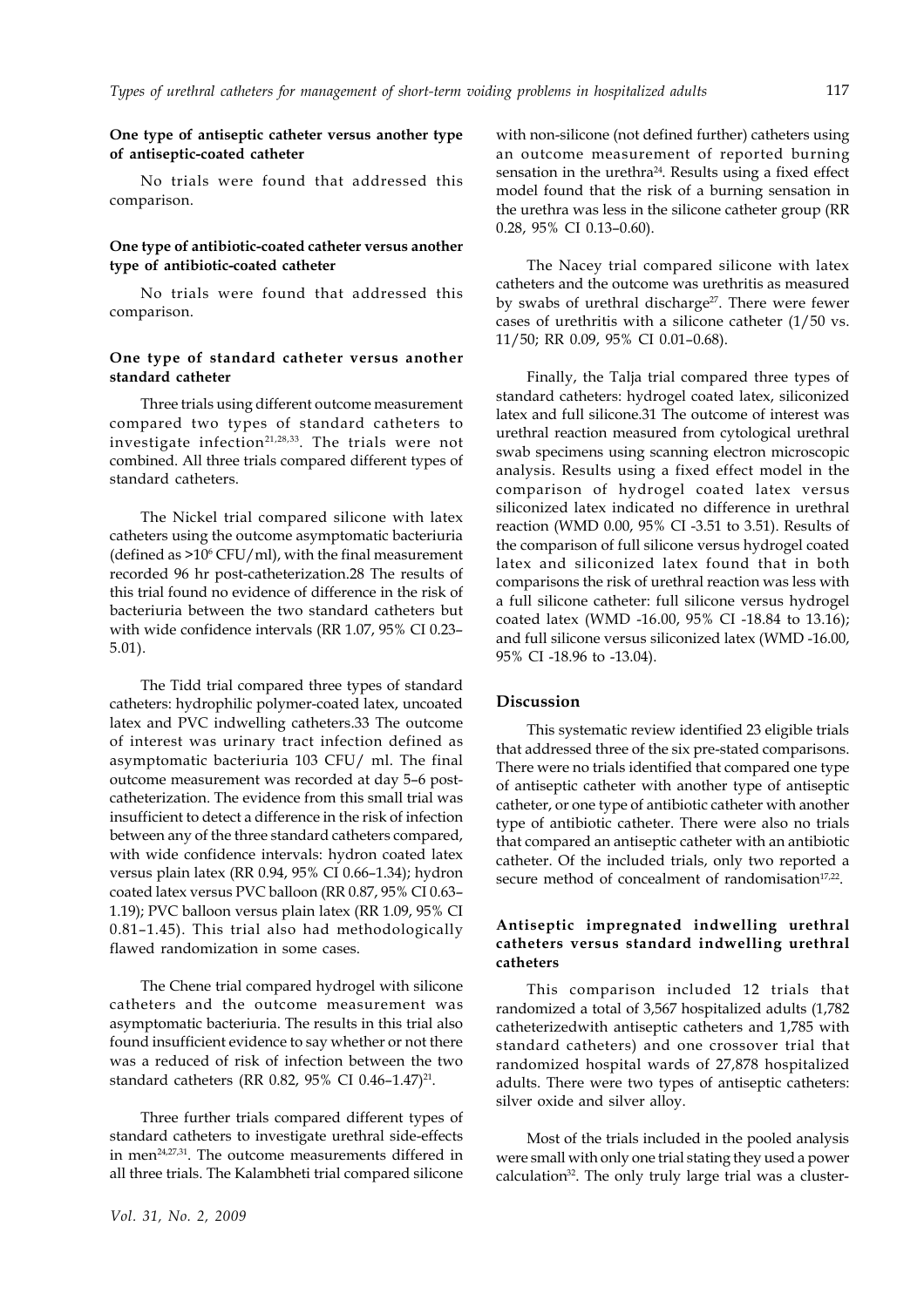**One type of antiseptic catheter versus another type of antiseptic-coated catheter**

No trials were found that addressed this comparison.

**One type of antibiotic-coated catheter versus another type of antibiotic-coated catheter**

No trials were found that addressed this comparison.

**One type of standard catheter versus another standard catheter**

Three trials using different outcome measurement compared two types of standard catheters to investigate infection[21,28,33]. The trials were not combined. All three trials compared different types of standard catheters.

The Nickel trial compared silicone with latex catheters using the outcome asymptomatic bacteriuria (defined as >$10^6$ CFU/ml), with the final measurement recorded 96 hr post-catheterization.28 The results of this trial found no evidence of difference in the risk of bacteriuria between the two standard catheters but with wide confidence intervals (RR 1.07, 95% CI 0.23–5.01).

The Tidd trial compared three types of standard catheters: hydrophilic polymer-coated latex, uncoated latex and PVC indwelling catheters.33 The outcome of interest was urinary tract infection defined as asymptomatic bacteriuria 103 CFU/ ml. The final outcome measurement was recorded at day 5–6 post-catheterization. The evidence from this small trial was insufficient to detect a difference in the risk of infection between any of the three standard catheters compared, with wide confidence intervals: hydron coated latex versus plain latex (RR 0.94, 95% CI 0.66–1.34); hydron coated latex versus PVC balloon (RR 0.87, 95% CI 0.63–1.19); PVC balloon versus plain latex (RR 1.09, 95% CI 0.81–1.45). This trial also had methodologically flawed randomization in some cases.

The Chene trial compared hydrogel with silicone catheters and the outcome measurement was asymptomatic bacteriuria. The results in this trial also found insufficient evidence to say whether or not there was a reduced of risk of infection between the two standard catheters (RR 0.82, 95% CI 0.46–1.47)[21].

Three further trials compared different types of standard catheters to investigate urethral side-effects in men[24,27,31]. The outcome measurements differed in all three trials. The Kalambheti trial compared silicone with non-silicone (not defined further) catheters using an outcome measurement of reported burning sensation in the urethra[24]. Results using a fixed effect model found that the risk of a burning sensation in the urethra was less in the silicone catheter group (RR 0.28, 95% CI 0.13–0.60).

The Nacey trial compared silicone with latex catheters and the outcome was urethritis as measured by swabs of urethral discharge[27]. There were fewer cases of urethritis with a silicone catheter (1/50 vs. 11/50; RR 0.09, 95% CI 0.01–0.68).

Finally, the Talja trial compared three types of standard catheters: hydrogel coated latex, siliconized latex and full silicone.31 The outcome of interest was urethral reaction measured from cytological urethral swab specimens using scanning electron microscopic analysis. Results using a fixed effect model in the comparison of hydrogel coated latex versus siliconized latex indicated no difference in urethral reaction (WMD 0.00, 95% CI -3.51 to 3.51). Results of the comparison of full silicone versus hydrogel coated latex and siliconized latex found that in both comparisons the risk of urethral reaction was less with a full silicone catheter: full silicone versus hydrogel coated latex (WMD -16.00, 95% CI -18.84 to 13.16); and full silicone versus siliconized latex (WMD -16.00, 95% CI -18.96 to -13.04).

## Discussion

This systematic review identified 23 eligible trials that addressed three of the six pre-stated comparisons. There were no trials identified that compared one type of antiseptic catheter with another type of antiseptic catheter, or one type of antibiotic catheter with another type of antibiotic catheter. There were also no trials that compared an antiseptic catheter with an antibiotic catheter. Of the included trials, only two reported a secure method of concealment of randomisation[17,22].

### Antiseptic impregnated indwelling urethral catheters versus standard indwelling urethral catheters

This comparison included 12 trials that randomized a total of 3,567 hospitalized adults (1,782 catheterizedwith antiseptic catheters and 1,785 with standard catheters) and one crossover trial that randomized hospital wards of 27,878 hospitalized adults. There were two types of antiseptic catheters: silver oxide and silver alloy.

Most of the trials included in the pooled analysis were small with only one trial stating they used a power calculation[32]. The only truly large trial was a cluster-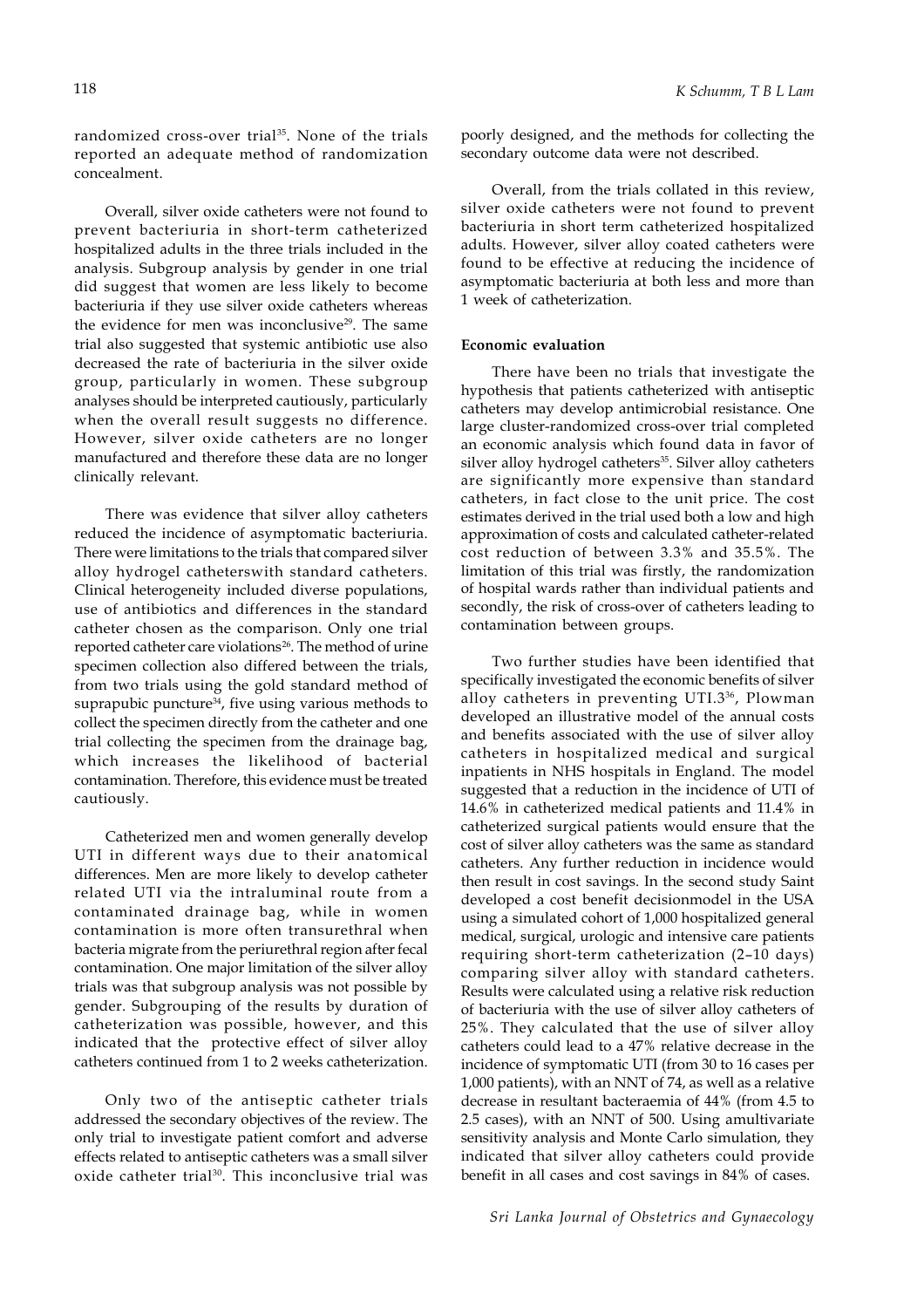randomized cross-over trial[35]. None of the trials reported an adequate method of randomization concealment.

Overall, silver oxide catheters were not found to prevent bacteriuria in short-term catheterized hospitalized adults in the three trials included in the analysis. Subgroup analysis by gender in one trial did suggest that women are less likely to become bacteriuria if they use silver oxide catheters whereas the evidence for men was inconclusive[29]. The same trial also suggested that systemic antibiotic use also decreased the rate of bacteriuria in the silver oxide group, particularly in women. These subgroup analyses should be interpreted cautiously, particularly when the overall result suggests no difference. However, silver oxide catheters are no longer manufactured and therefore these data are no longer clinically relevant.

There was evidence that silver alloy catheters reduced the incidence of asymptomatic bacteriuria. There were limitations to the trials that compared silver alloy hydrogel catheterswith standard catheters. Clinical heterogeneity included diverse populations, use of antibiotics and differences in the standard catheter chosen as the comparison. Only one trial reported catheter care violations[26]. The method of urine specimen collection also differed between the trials, from two trials using the gold standard method of suprapubic puncture[34], five using various methods to collect the specimen directly from the catheter and one trial collecting the specimen from the drainage bag, which increases the likelihood of bacterial contamination. Therefore, this evidence must be treated cautiously.

Catheterized men and women generally develop UTI in different ways due to their anatomical differences. Men are more likely to develop catheter related UTI via the intraluminal route from a contaminated drainage bag, while in women contamination is more often transurethral when bacteria migrate from the periurethral region after fecal contamination. One major limitation of the silver alloy trials was that subgroup analysis was not possible by gender. Subgrouping of the results by duration of catheterization was possible, however, and this indicated that the protective effect of silver alloy catheters continued from 1 to 2 weeks catheterization.

Only two of the antiseptic catheter trials addressed the secondary objectives of the review. The only trial to investigate patient comfort and adverse effects related to antiseptic catheters was a small silver oxide catheter trial[30]. This inconclusive trial was poorly designed, and the methods for collecting the secondary outcome data were not described.

Overall, from the trials collated in this review, silver oxide catheters were not found to prevent bacteriuria in short term catheterized hospitalized adults. However, silver alloy coated catheters were found to be effective at reducing the incidence of asymptomatic bacteriuria at both less and more than 1 week of catheterization.

### Economic evaluation

There have been no trials that investigate the hypothesis that patients catheterized with antiseptic catheters may develop antimicrobial resistance. One large cluster-randomized cross-over trial completed an economic analysis which found data in favor of silver alloy hydrogel catheters[35]. Silver alloy catheters are significantly more expensive than standard catheters, in fact close to the unit price. The cost estimates derived in the trial used both a low and high approximation of costs and calculated catheter-related cost reduction of between 3.3% and 35.5%. The limitation of this trial was firstly, the randomization of hospital wards rather than individual patients and secondly, the risk of cross-over of catheters leading to contamination between groups.

Two further studies have been identified that specifically investigated the economic benefits of silver alloy catheters in preventing UTI.3[36], Plowman developed an illustrative model of the annual costs and benefits associated with the use of silver alloy catheters in hospitalized medical and surgical inpatients in NHS hospitals in England. The model suggested that a reduction in the incidence of UTI of 14.6% in catheterized medical patients and 11.4% in catheterized surgical patients would ensure that the cost of silver alloy catheters was the same as standard catheters. Any further reduction in incidence would then result in cost savings. In the second study Saint developed a cost benefit decisionmodel in the USA using a simulated cohort of 1,000 hospitalized general medical, surgical, urologic and intensive care patients requiring short-term catheterization (2–10 days) comparing silver alloy with standard catheters. Results were calculated using a relative risk reduction of bacteriuria with the use of silver alloy catheters of 25%. They calculated that the use of silver alloy catheters could lead to a 47% relative decrease in the incidence of symptomatic UTI (from 30 to 16 cases per 1,000 patients), with an NNT of 74, as well as a relative decrease in resultant bacteraemia of 44% (from 4.5 to 2.5 cases), with an NNT of 500. Using amultivariate sensitivity analysis and Monte Carlo simulation, they indicated that silver alloy catheters could provide benefit in all cases and cost savings in 84% of cases.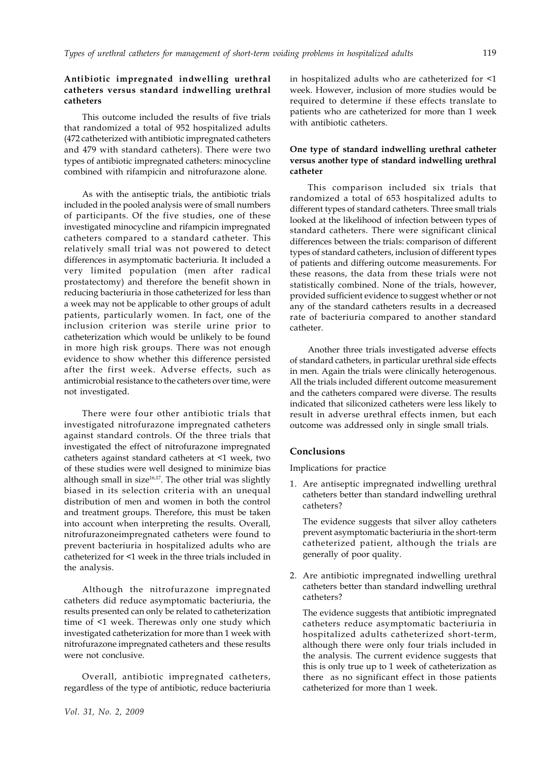### Antibiotic impregnated indwelling urethral catheters versus standard indwelling urethral catheters

This outcome included the results of five trials that randomized a total of 952 hospitalized adults (472 catheterized with antibiotic impregnated catheters and 479 with standard catheters). There were two types of antibiotic impregnated catheters: minocycline combined with rifampicin and nitrofurazone alone.

As with the antiseptic trials, the antibiotic trials included in the pooled analysis were of small numbers of participants. Of the five studies, one of these investigated minocycline and rifampicin impregnated catheters compared to a standard catheter. This relatively small trial was not powered to detect differences in asymptomatic bacteriuria. It included a very limited population (men after radical prostatectomy) and therefore the benefit shown in reducing bacteriuria in those catheterized for less than a week may not be applicable to other groups of adult patients, particularly women. In fact, one of the inclusion criterion was sterile urine prior to catheterization which would be unlikely to be found in more high risk groups. There was not enough evidence to show whether this difference persisted after the first week. Adverse effects, such as antimicrobial resistance to the catheters over time, were not investigated.

There were four other antibiotic trials that investigated nitrofurazone impregnated catheters against standard controls. Of the three trials that investigated the effect of nitrofurazone impregnated catheters against standard catheters at <1 week, two of these studies were well designed to minimize bias although small in size[16,17]. The other trial was slightly biased in its selection criteria with an unequal distribution of men and women in both the control and treatment groups. Therefore, this must be taken into account when interpreting the results. Overall, nitrofurazoneimpregnated catheters were found to prevent bacteriuria in hospitalized adults who are catheterized for <1 week in the three trials included in the analysis.

Although the nitrofurazone impregnated catheters did reduce asymptomatic bacteriuria, the results presented can only be related to catheterization time of <1 week. Therewas only one study which investigated catheterization for more than 1 week with nitrofurazone impregnated catheters and these results were not conclusive.

Overall, antibiotic impregnated catheters, regardless of the type of antibiotic, reduce bacteriuria in hospitalized adults who are catheterized for <1 week. However, inclusion of more studies would be required to determine if these effects translate to patients who are catheterized for more than 1 week with antibiotic catheters.

### One type of standard indwelling urethral catheter versus another type of standard indwelling urethral catheter

This comparison included six trials that randomized a total of 653 hospitalized adults to different types of standard catheters. Three small trials looked at the likelihood of infection between types of standard catheters. There were significant clinical differences between the trials: comparison of different types of standard catheters, inclusion of different types of patients and differing outcome measurements. For these reasons, the data from these trials were not statistically combined. None of the trials, however, provided sufficient evidence to suggest whether or not any of the standard catheters results in a decreased rate of bacteriuria compared to another standard catheter.

Another three trials investigated adverse effects of standard catheters, in particular urethral side effects in men. Again the trials were clinically heterogenous. All the trials included different outcome measurement and the catheters compared were diverse. The results indicated that siliconized catheters were less likely to result in adverse urethral effects inmen, but each outcome was addressed only in single small trials.

## Conclusions

Implications for practice

1. Are antiseptic impregnated indwelling urethral catheters better than standard indwelling urethral catheters?

   The evidence suggests that silver alloy catheters prevent asymptomatic bacteriuria in the short-term catheterized patient, although the trials are generally of poor quality.

2. Are antibiotic impregnated indwelling urethral catheters better than standard indwelling urethral catheters?

   The evidence suggests that antibiotic impregnated catheters reduce asymptomatic bacteriuria in hospitalized adults catheterized short-term, although there were only four trials included in the analysis. The current evidence suggests that this is only true up to 1 week of catheterization as there as no significant effect in those patients catheterized for more than 1 week.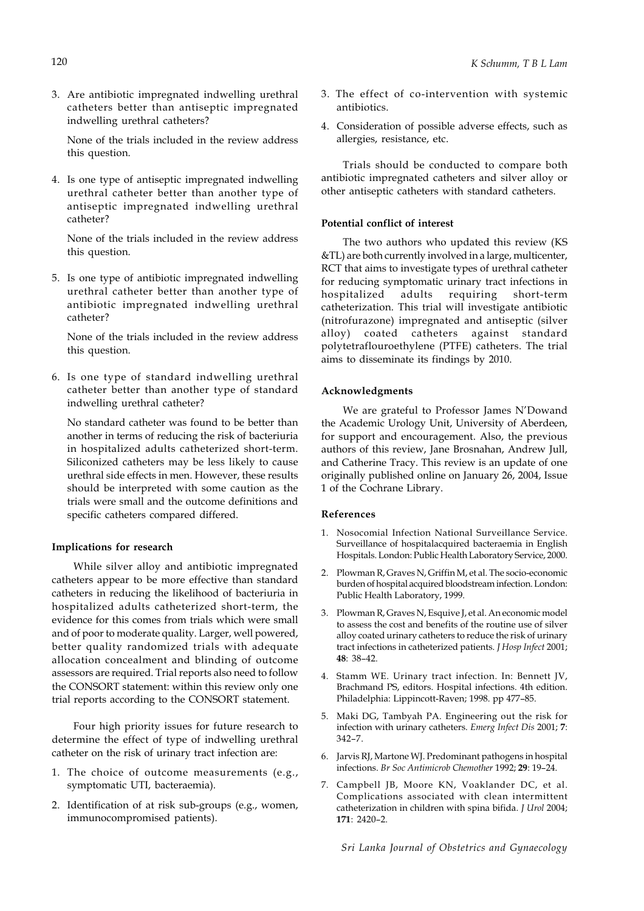3. Are antibiotic impregnated indwelling urethral catheters better than antiseptic impregnated indwelling urethral catheters?

   None of the trials included in the review address this question.

4. Is one type of antiseptic impregnated indwelling urethral catheter better than another type of antiseptic impregnated indwelling urethral catheter?

   None of the trials included in the review address this question.

5. Is one type of antibiotic impregnated indwelling urethral catheter better than another type of antibiotic impregnated indwelling urethral catheter?

   None of the trials included in the review address this question.

6. Is one type of standard indwelling urethral catheter better than another type of standard indwelling urethral catheter?

   No standard catheter was found to be better than another in terms of reducing the risk of bacteriuria in hospitalized adults catheterized short-term. Siliconized catheters may be less likely to cause urethral side effects in men. However, these results should be interpreted with some caution as the trials were small and the outcome definitions and specific catheters compared differed.

### Implications for research

While silver alloy and antibiotic impregnated catheters appear to be more effective than standard catheters in reducing the likelihood of bacteriuria in hospitalized adults catheterized short-term, the evidence for this comes from trials which were small and of poor to moderate quality. Larger, well powered, better quality randomized trials with adequate allocation concealment and blinding of outcome assessors are required. Trial reports also need to follow the CONSORT statement: within this review only one trial reports according to the CONSORT statement.

Four high priority issues for future research to determine the effect of type of indwelling urethral catheter on the risk of urinary tract infection are:

1. The choice of outcome measurements (e.g., symptomatic UTI, bacteraemia).
2. Identification of at risk sub-groups (e.g., women, immunocompromised patients).
3. The effect of co-intervention with systemic antibiotics.
4. Consideration of possible adverse effects, such as allergies, resistance, etc.

Trials should be conducted to compare both antibiotic impregnated catheters and silver alloy or other antiseptic catheters with standard catheters.

### Potential conflict of interest

The two authors who updated this review (KS &TL) are both currently involved in a large, multicenter, RCT that aims to investigate types of urethral catheter for reducing symptomatic urinary tract infections in hospitalized adults requiring short-term catheterization. This trial will investigate antibiotic (nitrofurazone) impregnated and antiseptic (silver alloy) coated catheters against standard polytetraflouroethylene (PTFE) catheters. The trial aims to disseminate its findings by 2010.

### Acknowledgments

We are grateful to Professor James N'Dowand the Academic Urology Unit, University of Aberdeen, for support and encouragement. Also, the previous authors of this review, Jane Brosnahan, Andrew Jull, and Catherine Tracy. This review is an update of one originally published online on January 26, 2004, Issue 1 of the Cochrane Library.

### References

1. Nosocomial Infection National Surveillance Service. Surveillance of hospitalacquired bacteraemia in English Hospitals. London: Public Health Laboratory Service, 2000.
2. Plowman R, Graves N, Griffin M, et al. The socio-economic burden of hospital acquired bloodstream infection. London: Public Health Laboratory, 1999.
3. Plowman R, Graves N, Esquive J, et al. An economic model to assess the cost and benefits of the routine use of silver alloy coated urinary catheters to reduce the risk of urinary tract infections in catheterized patients. *J Hosp Infect* 2001; **48**: 38–42.
4. Stamm WE. Urinary tract infection. In: Bennett JV, Brachmand PS, editors. Hospital infections. 4th edition. Philadelphia: Lippincott-Raven; 1998. pp 477–85.
5. Maki DG, Tambyah PA. Engineering out the risk for infection with urinary catheters. *Emerg Infect Dis* 2001; **7**: 342–7.
6. Jarvis RJ, Martone WJ. Predominant pathogens in hospital infections. *Br Soc Antimicrob Chemother* 1992; **29**: 19–24.
7. Campbell JB, Moore KN, Voaklander DC, et al. Complications associated with clean intermittent catheterization in children with spina bifida. *J Urol* 2004; **171**: 2420–2.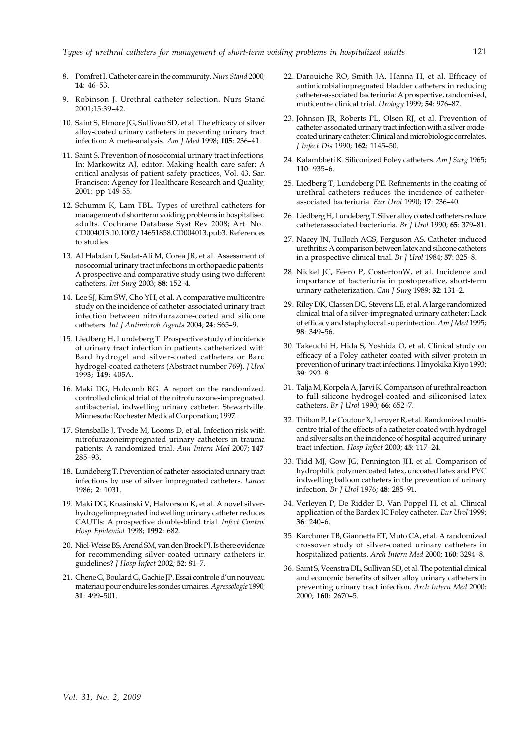8. Pomfret I. Catheter care in the community. *Nurs Stand* 2000; **14**: 46–53.
9. Robinson J. Urethral catheter selection. Nurs Stand 2001;15:39–42.
10. Saint S, Elmore JG, Sullivan SD, et al. The efficacy of silver alloy-coated urinary catheters in peventing urinary tract infection: A meta-analysis. *Am J Med* 1998; **105**: 236–41.
11. Saint S. Prevention of nosocomial urinary tract infections. In: Markowitz AJ, editor. Making health care safer: A critical analysis of patient safety practices, Vol. 43. San Francisco: Agency for Healthcare Research and Quality; 2001: pp 149-55.
12. Schumm K, Lam TBL. Types of urethral catheters for management of shortterm voiding problems in hospitalised adults. Cochrane Database Syst Rev 2008; Art. No.: CD004013.10.1002/14651858.CD004013.pub3. References to studies.
13. Al Habdan I, Sadat-Ali M, Corea JR, et al. Assessment of nosocomial urinary tract infections in orthopaedic patients: A prospective and comparative study using two different catheters. *Int Surg* 2003; **88**: 152–4.
14. Lee SJ, Kim SW, Cho YH, et al. A comparative multicentre study on the incidence of catheter-associated urinary tract infection between nitrofurazone-coated and silicone catheters. *Int J Antimicrob Agents* 2004; **24**: S65–9.
15. Liedberg H, Lundeberg T. Prospective study of incidence of urinary tract infection in patients catheterized with Bard hydrogel and silver-coated catheters or Bard hydrogel-coated catheters (Abstract number 769). *J Urol* 1993; **149**: 405A.
16. Maki DG, Holcomb RG. A report on the randomized, controlled clinical trial of the nitrofurazone-impregnated, antibacterial, indwelling urinary catheter. Stewartville, Minnesota: Rochester Medical Corporation; 1997.
17. Stensballe J, Tvede M, Looms D, et al. Infection risk with nitrofurazoneimpregnated urinary catheters in trauma patients: A randomized trial. *Ann Intern Med* 2007; **147**: 285–93.
18. Lundeberg T. Prevention of catheter-associated urinary tract infections by use of silver impregnated catheters. *Lancet* 1986; **2**: 1031.
19. Maki DG, Knasinski V, Halvorson K, et al. A novel silver-hydrogelimpregnated indwelling urinary catheter reduces CAUTIs: A prospective double-blind trial. *Infect Control Hosp Epidemiol* 1998; **1992**: 682.
20. Niel-Weise BS, Arend SM, van den Broek PJ. Is there evidence for recommending silver-coated urinary catheters in guidelines? *J Hosp Infect* 2002; **52**: 81–7.
21. Chene G, Boulard G, Gachie JP. Essai controle d'un nouveau materiau pour enduire les sondes urnaires. *Agressologie* 1990; **31**: 499–501.
22. Darouiche RO, Smith JA, Hanna H, et al. Efficacy of antimicrobialimpregnated bladder catheters in reducing catheter-associated bacteriuria: A prospective, randomised, muticentre clinical trial. *Urology* 1999; **54**: 976–87.
23. Johnson JR, Roberts PL, Olsen RJ, et al. Prevention of catheter-associated urinary tract infection with a silver oxide-coated urinary catheter: Clinical and microbiologic correlates. *J Infect Dis* 1990; **162**: 1145–50.
24. Kalambheti K. Siliconized Foley catheters. *Am J Surg* 1965; **110**: 935–6.
25. Liedberg T, Lundeberg PE. Refinements in the coating of urethral catheters reduces the incidence of catheter-associated bacteriuria. *Eur Urol* 1990; **17**: 236–40.
26. Liedberg H, Lundeberg T. Silver alloy coated catheters reduce catheterassociated bacteriuria. *Br J Urol* 1990; **65**: 379–81.
27. Nacey JN, Tulloch AGS, Ferguson AS. Catheter-induced urethritis: A comparison between latex and silicone catheters in a prospective clinical trial. *Br J Urol* 1984; **57**: 325–8.
28. Nickel JC, Feero P, CostertonW, et al. Incidence and importance of bacteriuria in postoperative, short-term urinary catheterization. *Can J Surg* 1989; **32**: 131–2.
29. Riley DK, Classen DC, Stevens LE, et al. A large randomized clinical trial of a silver-impregnated urinary catheter: Lack of efficacy and staphyloccal superinfection. *Am J Med* 1995; **98**: 349–56.
30. Takeuchi H, Hida S, Yoshida O, et al. Clinical study on efficacy of a Foley catheter coated with silver-protein in prevention of urinary tract infections. Hinyokika Kiyo 1993; **39**: 293–8.
31. Talja M, Korpela A, Jarvi K. Comparison of urethral reaction to full silicone hydrogel-coated and siliconised latex catheters. *Br J Urol* 1990; **66**: 652–7.
32. Thibon P, Le Coutour X, Leroyer R, et al. Randomized multi-centre trial of the effects of a catheter coated with hydrogel and silver salts on the incidence of hospital-acquired urinary tract infection. *Hosp Infect* 2000; **45**: 117–24.
33. Tidd MJ, Gow JG, Pennington JH, et al. Comparison of hydrophilic polymercoated latex, uncoated latex and PVC indwelling balloon catheters in the prevention of urinary infection. *Br J Urol* 1976; **48**: 285–91.
34. Verleyen P, De Ridder D, Van Poppel H, et al. Clinical application of the Bardex IC Foley catheter. *Eur Urol* 1999; **36**: 240–6.
35. Karchmer TB, Giannetta ET, Muto CA, et al. A randomized crossover study of silver-coated urinary catheters in hospitalized patients. *Arch Intern Med* 2000; **160**: 3294–8.
36. Saint S, Veenstra DL, Sullivan SD, et al. The potential clinical and economic benefits of silver alloy urinary catheters in preventing urinary tract infection. *Arch Intern Med* 2000: 2000; **160**: 2670–5.